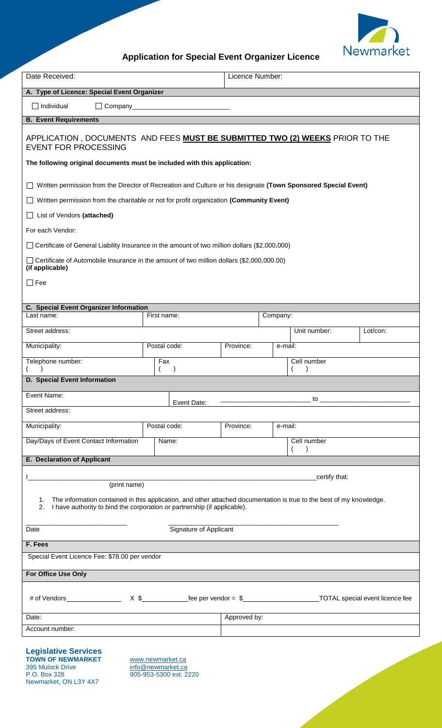Newmarket

# Application for Special Event Organizer Licence

| Date Received: | Licence Number: |
|---|---|

**A. Type of Licence: Special Event Organizer**

☐ Individual ☐ Company___________________________

**B. Event Requirements**

APPLICATION , DOCUMENTS AND FEES **MUST BE SUBMITTED TWO (2) WEEKS** PRIOR TO THE EVENT FOR PROCESSING

**The following original documents must be included with this application:**

☐ Written permission from the Director of Recreation and Culture or his designate **(Town Sponsored Special Event)**

☐ Written permission from the charitable or not for profit organization **(Community Event)**

☐ List of Vendors **(attached)**

For each Vendor:

☐ Certificate of General Liability Insurance in the amount of two million dollars ($2,000,000)

☐ Certificate of Automobile Insurance in the amount of two million dollars ($2,000,000.00) **(if applicable)**

☐ Fee

**C. Special Event Organizer Information**

| Last name: | First name: | | Company: | |
|---|---|---|---|---|
| Street address: | | | Unit number: | Lot/con: |
| Municipality: | Postal code: | Province: | e-mail: | |
| Telephone number: ( ) | Fax ( ) | | Cell number ( ) | |

**D. Special Event Information**

| Event Name: | Event Date: ______________________ to ______________________ | | |
|---|---|---|---|
| Street address: | | | |
| Municipality: | Postal code: | Province: | e-mail: |
| Day/Days of Event Contact Information | Name: | | Cell number ( ) |

**E. Declaration of Applicant**

I_______________________________________________________________________________certify that:
(print name)

1. The information contained in this application, and other attached documentation is true to the best of my knowledge.
2. I have authority to bind the corporation or partnership (if applicable).

___________________________ ____________________________________________

Date Signature of Applicant

**F. Fees**

Special Event Licence Fee: $78.00 per vendor

**For Office Use Only**

# of Vendors_______________ X $___________fee per vendor = $____________________TOTAL special event licence fee

| Date: | Approved by: |
|---|---|
| Account number: | |

**Legislative Services**
**TOWN OF NEWMARKET**
395 Mulock Drive
P.O. Box 328
Newmarket, ON L3Y 4X7

www.newmarket.ca
info@newmarket.ca
905-953-5300 ext. 2220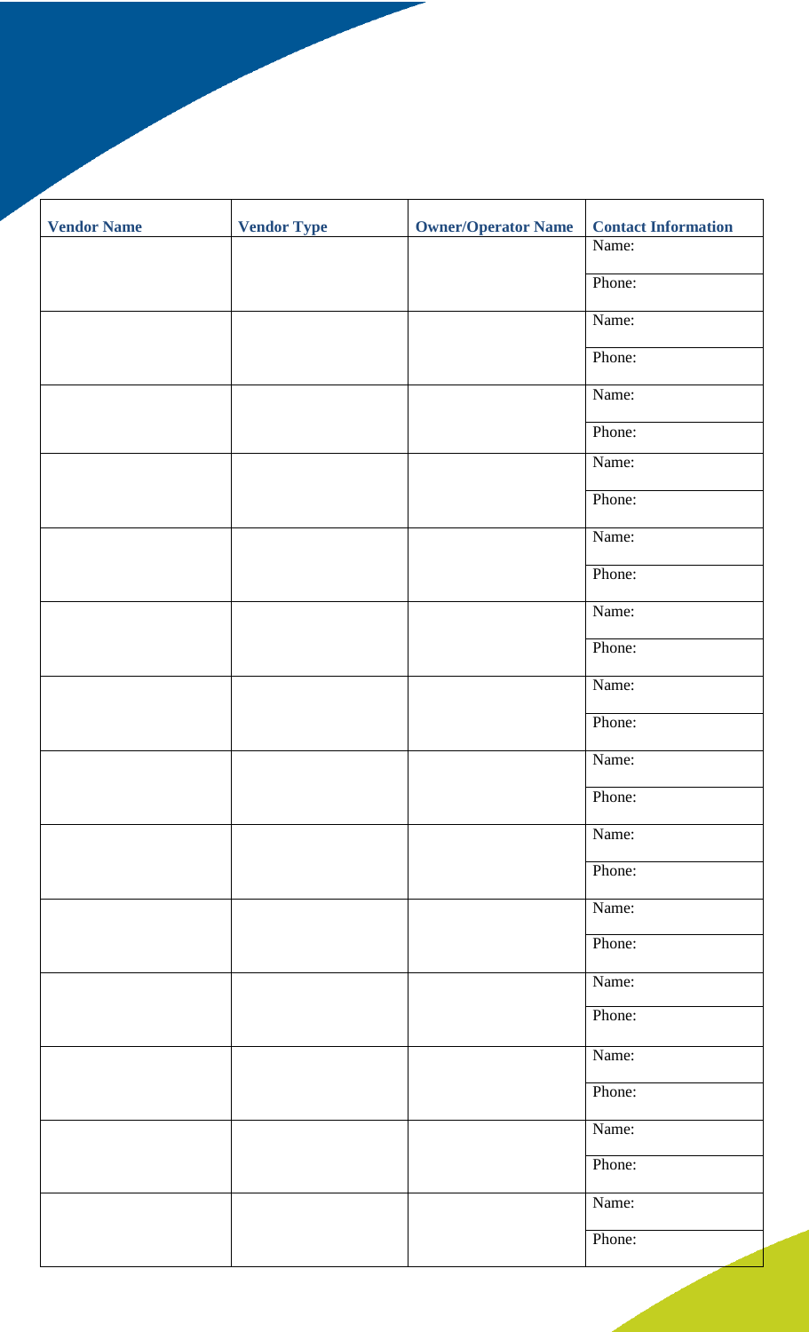| Vendor Name | Vendor Type | Owner/Operator Name | Contact Information |
|---|---|---|---|
| | | | Name:<br>Phone: |
| | | | Name:<br>Phone: |
| | | | Name:<br>Phone: |
| | | | Name:<br>Phone: |
| | | | Name:<br>Phone: |
| | | | Name:<br>Phone: |
| | | | Name:<br>Phone: |
| | | | Name:<br>Phone: |
| | | | Name:<br>Phone: |
| | | | Name:<br>Phone: |
| | | | Name:<br>Phone: |
| | | | Name:<br>Phone: |
| | | | Name:<br>Phone: |
| | | | Name:<br>Phone: |